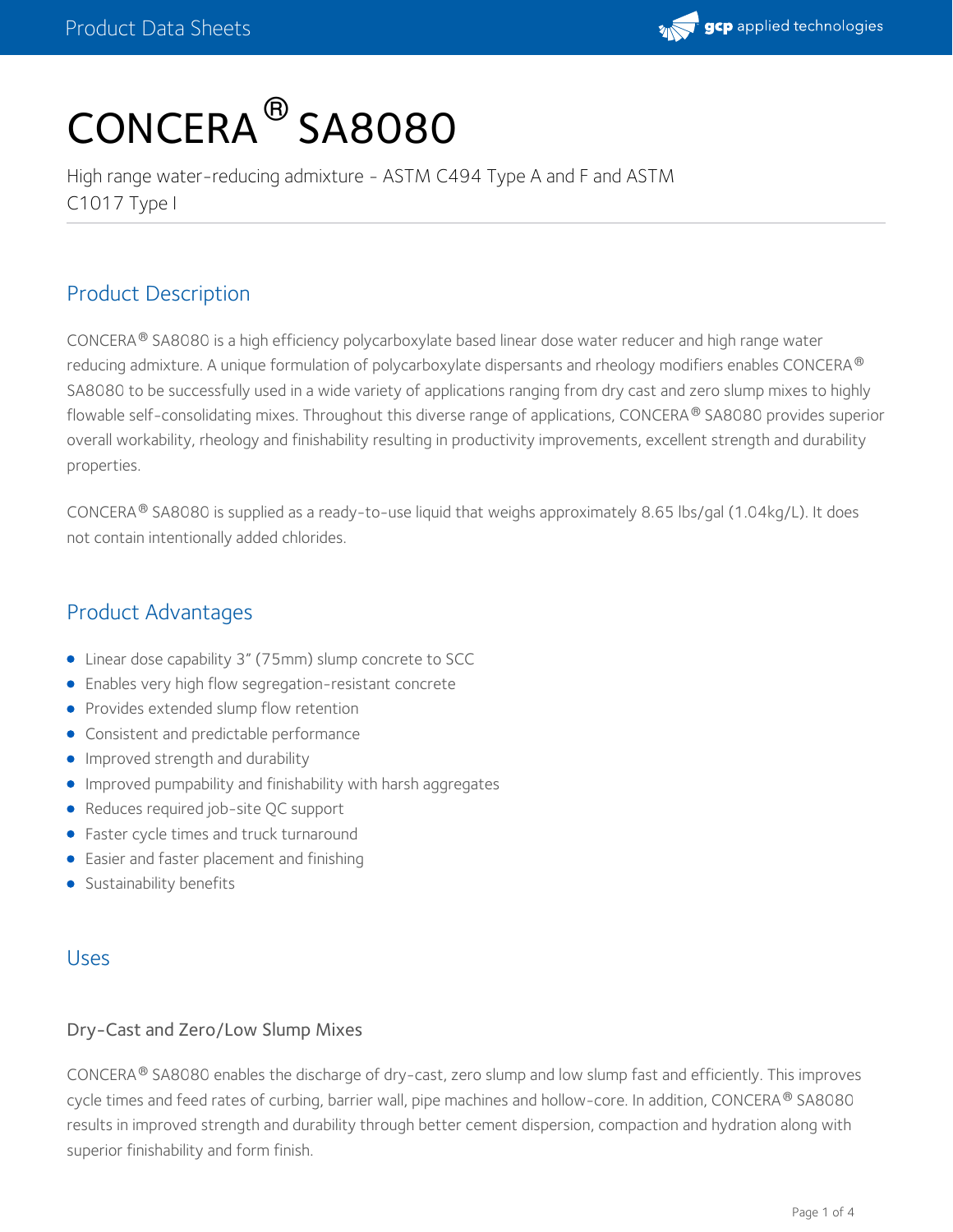# CONCERA® SA8080

High range water-reducing admixture - ASTM C494 Type A and F and ASTM C1017 Type I

## Product Description

CONCERA® SA8080 is a high efficiency polycarboxylate based linear dose water reducer and high range water reducing admixture. A unique formulation of polycarboxylate dispersants and rheology modifiers enables CONCERA® SA8080 to be successfully used in a wide variety of applications ranging from dry cast and zero slump mixes to highly flowable self-consolidating mixes. Throughout this diverse range of applications, CONCERA® SA8080 provides superior overall workability, rheology and finishability resulting in productivity improvements, excellent strength and durability properties.

CONCERA® SA8080 is supplied as a ready-to-use liquid that weighs approximately 8.65 lbs/gal (1.04kg/L). It does not contain intentionally added chlorides.

## Product Advantages

- Linear dose capability 3" (75mm) slump concrete to SCC
- Enables very high flow segregation-resistant concrete
- Provides extended slump flow retention
- Consistent and predictable performance
- Improved strength and durability
- Improved pumpability and finishability with harsh aggregates
- Reduces required job-site QC support
- Faster cycle times and truck turnaround
- Easier and faster placement and finishing
- Sustainability benefits

## Uses

### Dry-Cast and Zero/Low Slump Mixes

CONCERA® SA8080 enables the discharge of dry-cast, zero slump and low slump fast and efficiently. This improves cycle times and feed rates of curbing, barrier wall, pipe machines and hollow-core. In addition, CONCERA® SA8080 results in improved strength and durability through better cement dispersion, compaction and hydration along with superior finishability and form finish.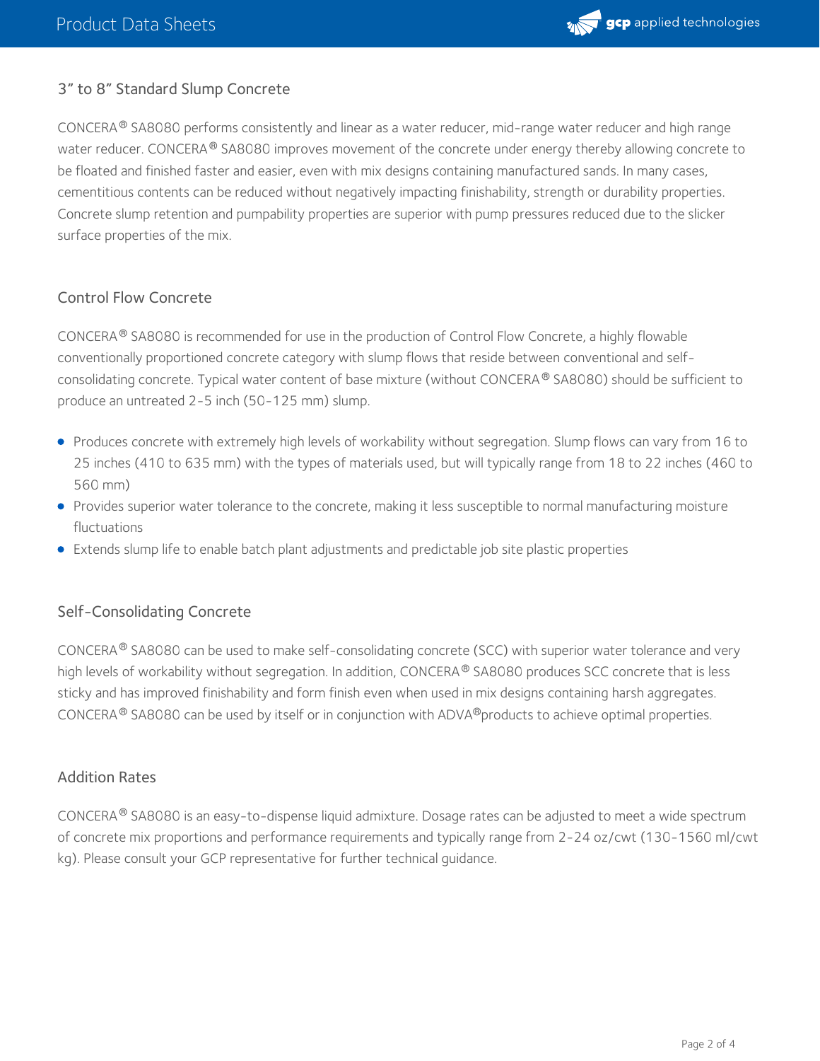## 3" to 8" Standard Slump Concrete

CONCERA® SA8080 performs consistently and linear as a water reducer, mid-range water reducer and high range water reducer. CONCERA® SA8080 improves movement of the concrete under energy thereby allowing concrete to be floated and finished faster and easier, even with mix designs containing manufactured sands. In many cases, cementitious contents can be reduced without negatively impacting finishability, strength or durability properties. Concrete slump retention and pumpability properties are superior with pump pressures reduced due to the slicker surface properties of the mix.

## Control Flow Concrete

CONCERA® SA8080 is recommended for use in the production of Control Flow Concrete, a highly flowable conventionally proportioned concrete category with slump flows that reside between conventional and self-consolidating concrete. Typical water content of base mixture (without CONCERA® SA8080) should be sufficient to produce an untreated 2-5 inch (50-125 mm) slump.

- Produces concrete with extremely high levels of workability without segregation. Slump flows can vary from 16 to 25 inches (410 to 635 mm) with the types of materials used, but will typically range from 18 to 22 inches (460 to 560 mm)
- Provides superior water tolerance to the concrete, making it less susceptible to normal manufacturing moisture fluctuations
- Extends slump life to enable batch plant adjustments and predictable job site plastic properties

## Self-Consolidating Concrete

CONCERA® SA8080 can be used to make self-consolidating concrete (SCC) with superior water tolerance and very high levels of workability without segregation. In addition, CONCERA® SA8080 produces SCC concrete that is less sticky and has improved finishability and form finish even when used in mix designs containing harsh aggregates. CONCERA® SA8080 can be used by itself or in conjunction with ADVA®products to achieve optimal properties.

## Addition Rates

CONCERA® SA8080 is an easy-to-dispense liquid admixture. Dosage rates can be adjusted to meet a wide spectrum of concrete mix proportions and performance requirements and typically range from 2-24 oz/cwt (130-1560 ml/cwt kg). Please consult your GCP representative for further technical guidance.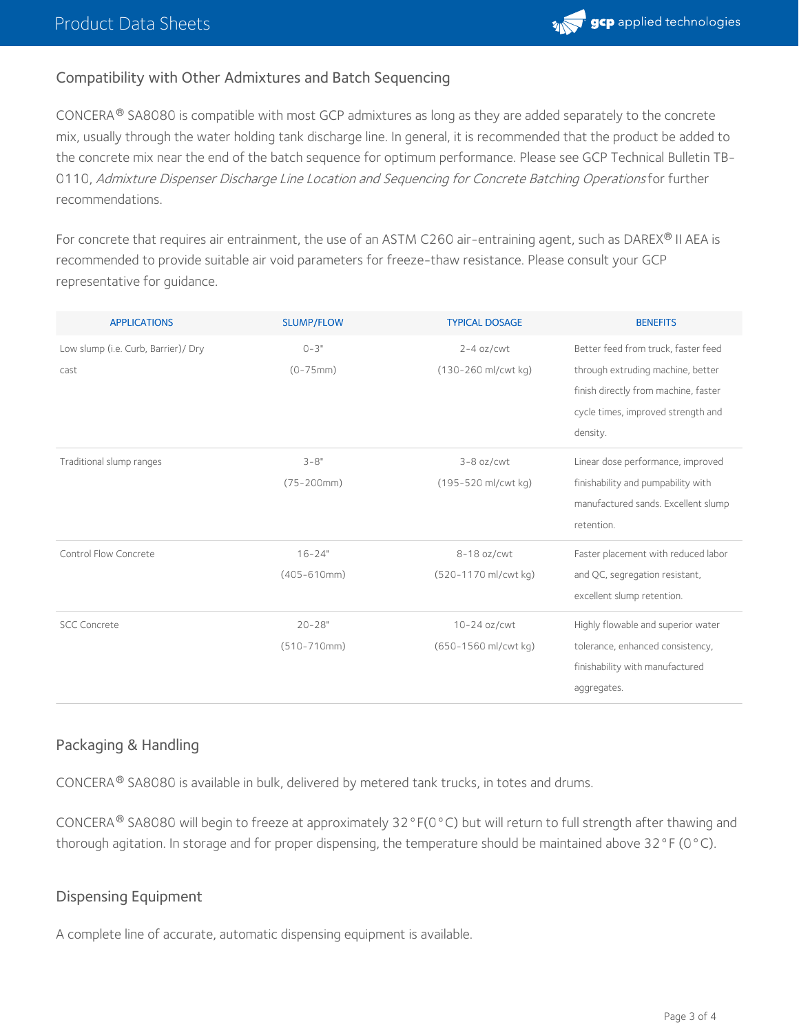## Compatibility with Other Admixtures and Batch Sequencing

CONCERA® SA8080 is compatible with most GCP admixtures as long as they are added separately to the concrete mix, usually through the water holding tank discharge line. In general, it is recommended that the product be added to the concrete mix near the end of the batch sequence for optimum performance. Please see GCP Technical Bulletin TB-0110, *Admixture Dispenser Discharge Line Location and Sequencing for Concrete Batching Operations* for further recommendations.

For concrete that requires air entrainment, the use of an ASTM C260 air-entraining agent, such as DAREX® II AEA is recommended to provide suitable air void parameters for freeze-thaw resistance. Please consult your GCP representative for guidance.

| APPLICATIONS | SLUMP/FLOW | TYPICAL DOSAGE | BENEFITS |
|---|---|---|---|
| Low slump (i.e. Curb, Barrier)/ Dry cast | 0-3" (0-75mm) | 2-4 oz/cwt (130-260 ml/cwt kg) | Better feed from truck, faster feed through extruding machine, better finish directly from machine, faster cycle times, improved strength and density. |
| Traditional slump ranges | 3-8" (75-200mm) | 3-8 oz/cwt (195-520 ml/cwt kg) | Linear dose performance, improved finishability and pumpability with manufactured sands. Excellent slump retention. |
| Control Flow Concrete | 16-24" (405-610mm) | 8-18 oz/cwt (520-1170 ml/cwt kg) | Faster placement with reduced labor and QC, segregation resistant, excellent slump retention. |
| SCC Concrete | 20-28" (510-710mm) | 10-24 oz/cwt (650-1560 ml/cwt kg) | Highly flowable and superior water tolerance, enhanced consistency, finishability with manufactured aggregates. |

## Packaging & Handling

CONCERA® SA8080 is available in bulk, delivered by metered tank trucks, in totes and drums.

CONCERA® SA8080 will begin to freeze at approximately 32°F(0°C) but will return to full strength after thawing and thorough agitation. In storage and for proper dispensing, the temperature should be maintained above 32°F (0°C).

## Dispensing Equipment

A complete line of accurate, automatic dispensing equipment is available.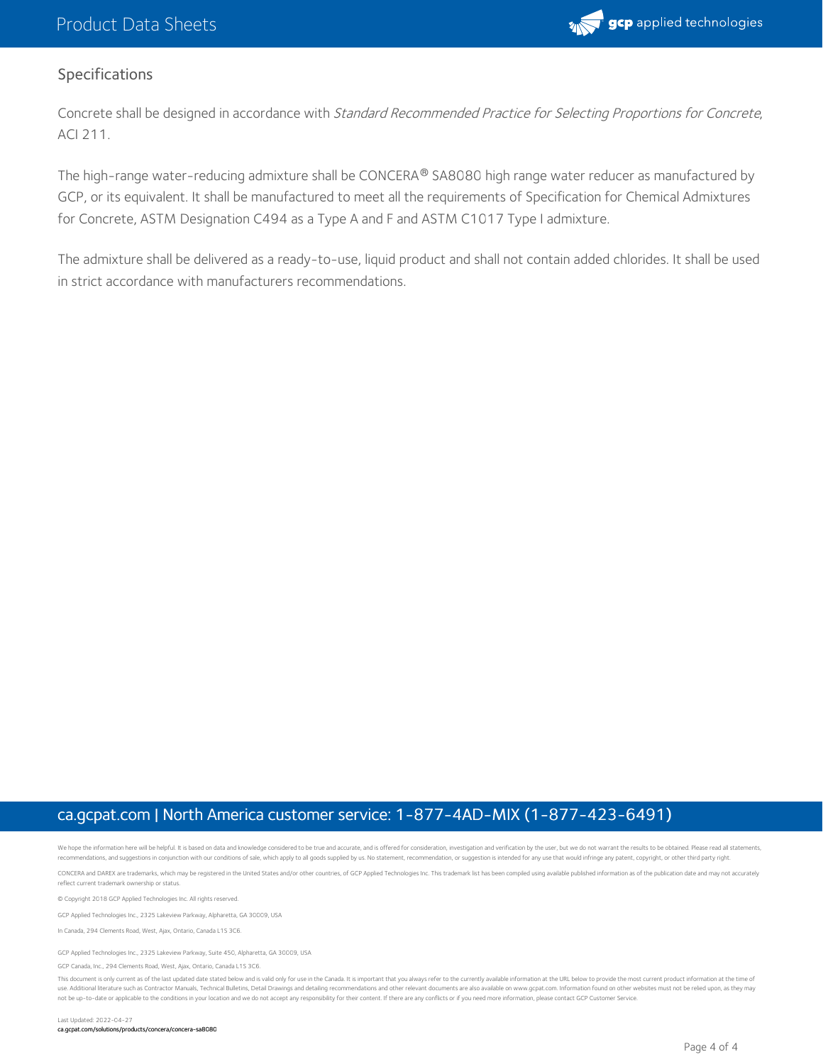## Specifications

Concrete shall be designed in accordance with *Standard Recommended Practice for Selecting Proportions for Concrete*, ACI 211.

The high-range water-reducing admixture shall be CONCERA® SA8080 high range water reducer as manufactured by GCP, or its equivalent. It shall be manufactured to meet all the requirements of Specification for Chemical Admixtures for Concrete, ASTM Designation C494 as a Type A and F and ASTM C1017 Type I admixture.

The admixture shall be delivered as a ready-to-use, liquid product and shall not contain added chlorides. It shall be used in strict accordance with manufacturers recommendations.

ca.gcpat.com | North America customer service: 1-877-4AD-MIX (1-877-423-6491)

We hope the information here will be helpful. It is based on data and knowledge considered to be true and accurate, and is offered for consideration, investigation and verification by the user, but we do not warrant the results to be obtained. Please read all statements, recommendations, and suggestions in conjunction with our conditions of sale, which apply to all goods supplied by us. No statement, recommendation, or suggestion is intended for any use that would infringe any patent, copyright, or other third party right.

CONCERA and DAREX are trademarks, which may be registered in the United States and/or other countries, of GCP Applied Technologies Inc. This trademark list has been compiled using available published information as of the publication date and may not accurately reflect current trademark ownership or status.

© Copyright 2018 GCP Applied Technologies Inc. All rights reserved.

GCP Applied Technologies Inc., 2325 Lakeview Parkway, Alpharetta, GA 30009, USA

In Canada, 294 Clements Road, West, Ajax, Ontario, Canada L1S 3C6.

GCP Applied Technologies Inc., 2325 Lakeview Parkway, Suite 450, Alpharetta, GA 30009, USA

GCP Canada, Inc., 294 Clements Road, West, Ajax, Ontario, Canada L1S 3C6.

This document is only current as of the last updated date stated below and is valid only for use in the Canada. It is important that you always refer to the currently available information at the URL below to provide the most current product information at the time of use. Additional literature such as Contractor Manuals, Technical Bulletins, Detail Drawings and detailing recommendations and other relevant documents are also available on www.gcpat.com. Information found on other websites must not be relied upon, as they may not be up-to-date or applicable to the conditions in your location and we do not accept any responsibility for their content. If there are any conflicts or if you need more information, please contact GCP Customer Service.

Last Updated: 2022-04-27

ca.gcpat.com/solutions/products/concera/concera-sa8080